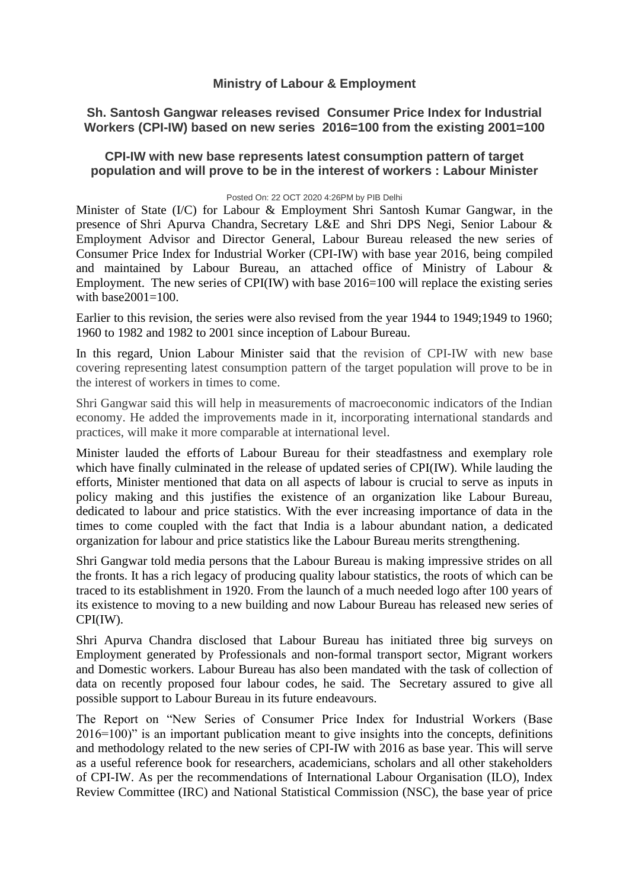## Ministry of Labour & Employment

### Sh. Santosh Gangwar releases revised Consumer Price Index for Industrial Workers (CPI-IW) based on new series 2016=100 from the existing 2001=100

### CPI-IW with new base represents latest consumption pattern of target population and will prove to be in the interest of workers : Labour Minister

Posted On: 22 OCT 2020 4:26PM by PIB Delhi

Minister of State (I/C) for Labour & Employment Shri Santosh Kumar Gangwar, in the presence of Shri Apurva Chandra, Secretary L&E and Shri DPS Negi, Senior Labour & Employment Advisor and Director General, Labour Bureau released the new series of Consumer Price Index for Industrial Worker (CPI-IW) with base year 2016, being compiled and maintained by Labour Bureau, an attached office of Ministry of Labour & Employment. The new series of CPI(IW) with base 2016=100 will replace the existing series with base2001=100.

Earlier to this revision, the series were also revised from the year 1944 to 1949;1949 to 1960; 1960 to 1982 and 1982 to 2001 since inception of Labour Bureau.

In this regard, Union Labour Minister said that the revision of CPI-IW with new base covering representing latest consumption pattern of the target population will prove to be in the interest of workers in times to come.

Shri Gangwar said this will help in measurements of macroeconomic indicators of the Indian economy. He added the improvements made in it, incorporating international standards and practices, will make it more comparable at international level.

Minister lauded the efforts of Labour Bureau for their steadfastness and exemplary role which have finally culminated in the release of updated series of CPI(IW). While lauding the efforts, Minister mentioned that data on all aspects of labour is crucial to serve as inputs in policy making and this justifies the existence of an organization like Labour Bureau, dedicated to labour and price statistics. With the ever increasing importance of data in the times to come coupled with the fact that India is a labour abundant nation, a dedicated organization for labour and price statistics like the Labour Bureau merits strengthening.

Shri Gangwar told media persons that the Labour Bureau is making impressive strides on all the fronts. It has a rich legacy of producing quality labour statistics, the roots of which can be traced to its establishment in 1920. From the launch of a much needed logo after 100 years of its existence to moving to a new building and now Labour Bureau has released new series of CPI(IW).

Shri Apurva Chandra disclosed that Labour Bureau has initiated three big surveys on Employment generated by Professionals and non-formal transport sector, Migrant workers and Domestic workers. Labour Bureau has also been mandated with the task of collection of data on recently proposed four labour codes, he said. The Secretary assured to give all possible support to Labour Bureau in its future endeavours.

The Report on "New Series of Consumer Price Index for Industrial Workers (Base 2016=100)" is an important publication meant to give insights into the concepts, definitions and methodology related to the new series of CPI-IW with 2016 as base year. This will serve as a useful reference book for researchers, academicians, scholars and all other stakeholders of CPI-IW. As per the recommendations of International Labour Organisation (ILO), Index Review Committee (IRC) and National Statistical Commission (NSC), the base year of price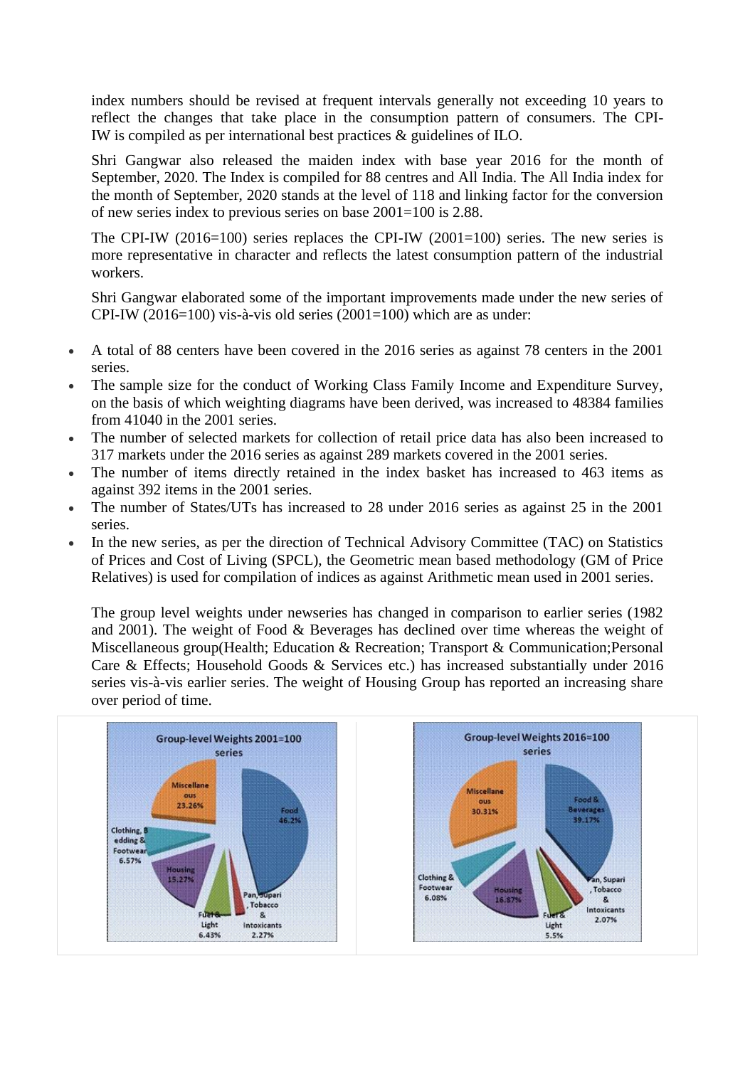index numbers should be revised at frequent intervals generally not exceeding 10 years to reflect the changes that take place in the consumption pattern of consumers. The CPI-IW is compiled as per international best practices & guidelines of ILO.

Shri Gangwar also released the maiden index with base year 2016 for the month of September, 2020. The Index is compiled for 88 centres and All India. The All India index for the month of September, 2020 stands at the level of 118 and linking factor for the conversion of new series index to previous series on base 2001=100 is 2.88.

The CPI-IW (2016=100) series replaces the CPI-IW (2001=100) series. The new series is more representative in character and reflects the latest consumption pattern of the industrial workers.

Shri Gangwar elaborated some of the important improvements made under the new series of CPI-IW (2016=100) vis-à-vis old series (2001=100) which are as under:

- A total of 88 centers have been covered in the 2016 series as against 78 centers in the 2001 series.
- The sample size for the conduct of Working Class Family Income and Expenditure Survey, on the basis of which weighting diagrams have been derived, was increased to 48384 families from 41040 in the 2001 series.
- The number of selected markets for collection of retail price data has also been increased to 317 markets under the 2016 series as against 289 markets covered in the 2001 series.
- The number of items directly retained in the index basket has increased to 463 items as against 392 items in the 2001 series.
- The number of States/UTs has increased to 28 under 2016 series as against 25 in the 2001 series.
- In the new series, as per the direction of Technical Advisory Committee (TAC) on Statistics of Prices and Cost of Living (SPCL), the Geometric mean based methodology (GM of Price Relatives) is used for compilation of indices as against Arithmetic mean used in 2001 series.

The group level weights under newseries has changed in comparison to earlier series (1982 and 2001). The weight of Food & Beverages has declined over time whereas the weight of Miscellaneous group(Health; Education & Recreation; Transport & Communication;Personal Care & Effects; Household Goods & Services etc.) has increased substantially under 2016 series vis-à-vis earlier series. The weight of Housing Group has reported an increasing share over period of time.

**Group-level Weights 2001=100 series**

| Group | Weight |
| --- | --- |
| Food | 46.2% |
| Pan, Supari, Tobacco & Intoxicants | 2.27% |
| Fuel & Light | 6.43% |
| Housing | 15.27% |
| Clothing, Bedding & Footwear | 6.57% |
| Miscellaneous | 23.26% |

**Group-level Weights 2016=100 series**

| Group | Weight |
| --- | --- |
| Food & Beverages | 39.17% |
| Pan, Supari, Tobacco & Intoxicants | 2.07% |
| Fuel & Light | 5.5% |
| Housing | 16.87% |
| Clothing & Footwear | 6.08% |
| Miscellaneous | 30.31% |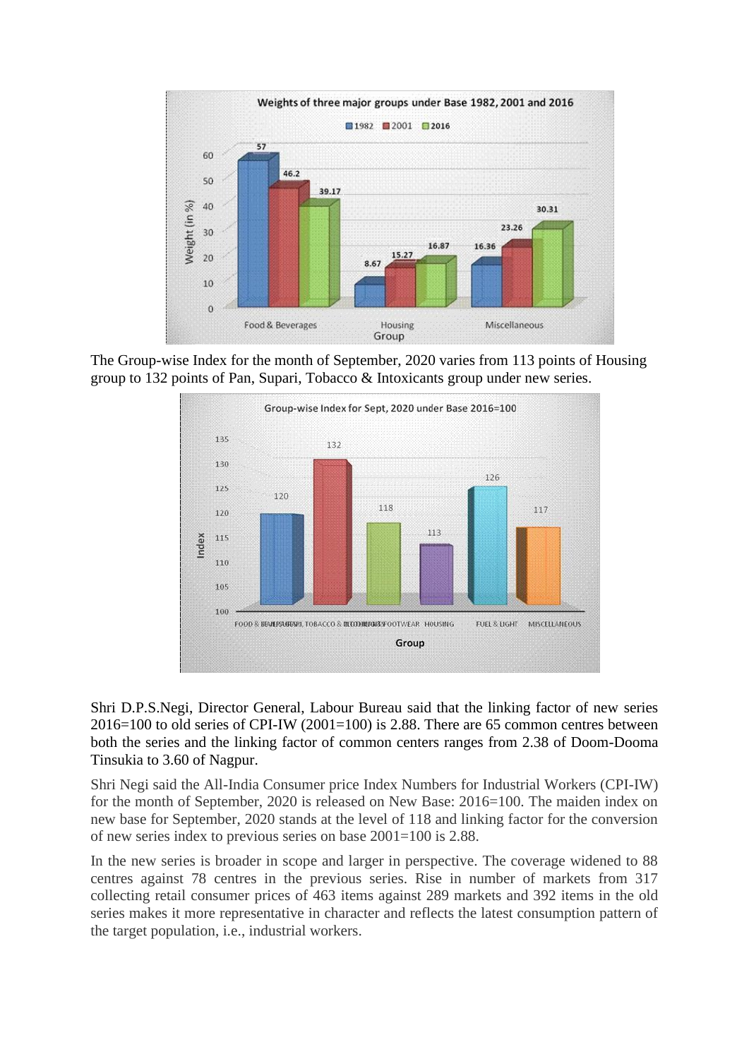The Group-wise Index for the month of September, 2020 varies from 113 points of Housing group to 132 points of Pan, Supari, Tobacco & Intoxicants group under new series.

Shri D.P.S.Negi, Director General, Labour Bureau said that the linking factor of new series 2016=100 to old series of CPI-IW (2001=100) is 2.88. There are 65 common centres between both the series and the linking factor of common centers ranges from 2.38 of Doom-Dooma Tinsukia to 3.60 of Nagpur.

Shri Negi said the All-India Consumer price Index Numbers for Industrial Workers (CPI-IW) for the month of September, 2020 is released on New Base: 2016=100. The maiden index on new base for September, 2020 stands at the level of 118 and linking factor for the conversion of new series index to previous series on base 2001=100 is 2.88.

In the new series is broader in scope and larger in perspective. The coverage widened to 88 centres against 78 centres in the previous series. Rise in number of markets from 317 collecting retail consumer prices of 463 items against 289 markets and 392 items in the old series makes it more representative in character and reflects the latest consumption pattern of the target population, i.e., industrial workers.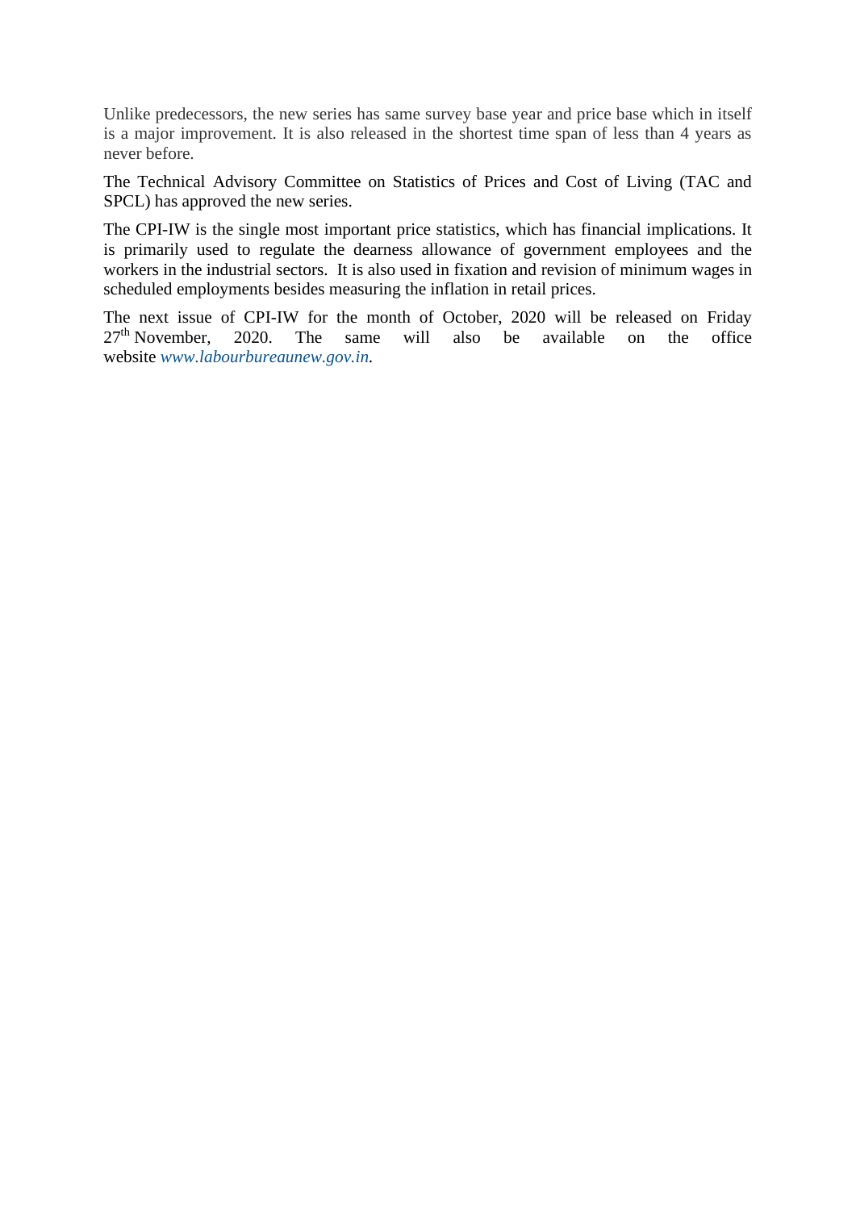Unlike predecessors, the new series has same survey base year and price base which in itself is a major improvement. It is also released in the shortest time span of less than 4 years as never before.

The Technical Advisory Committee on Statistics of Prices and Cost of Living (TAC and SPCL) has approved the new series.

The CPI-IW is the single most important price statistics, which has financial implications. It is primarily used to regulate the dearness allowance of government employees and the workers in the industrial sectors. It is also used in fixation and revision of minimum wages in scheduled employments besides measuring the inflation in retail prices.

The next issue of CPI-IW for the month of October, 2020 will be released on Friday 27th November, 2020. The same will also be available on the office website *www.labourbureaunew.gov.in*.